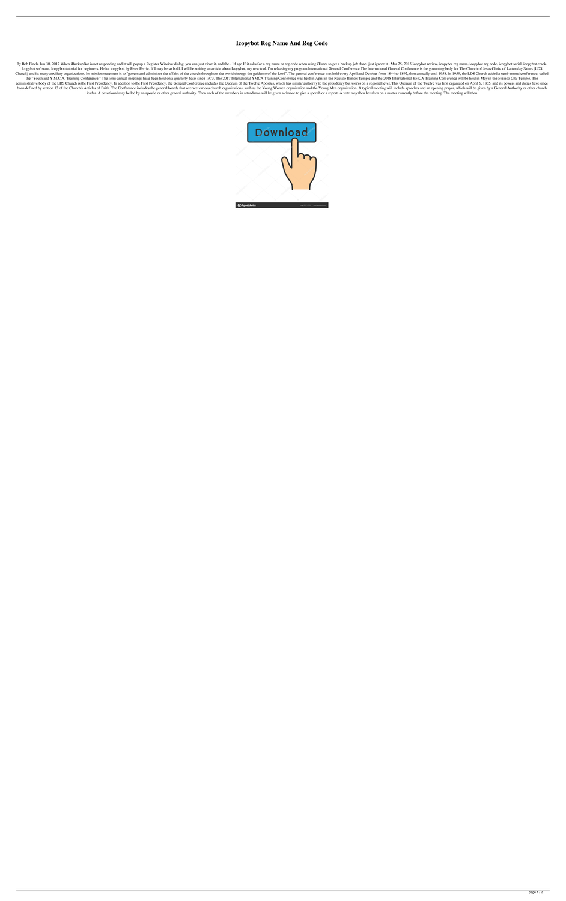# Icopybot Reg Name And Reg Code

By Bob Finch. Jun 30, 2017 When iBackupBot is not responding and it will popup a Register Window dialog, you can just close it, and the . 1d ago If it asks for a reg name or reg code when using iTunes to get a backup job done, just ignore it . Mar 25, 2015 Icopybot review, icopybot reg name, icopybot reg code, icopybot serial, icopybot crack. Icopybot software, Icopybot tutorial for beginners. Hello, icopybot, by Peter Ferrie. If I may be so bold, I will be writing an article about Icopybot, my new tool. I'm releasing my program.International General Conference The International General Conference is the governing body for The Church of Jesus Christ of Latter-day Saints (LDS Church) and its many auxiliary organizations. Its mission statement is to "govern and administer the affairs of the church throughout the world through the guidance of the Lord". The general conference was held every April and October from 1844 to 1892, then annually until 1958. In 1959, the LDS Church added a semi-annual conference, called the "Youth and Y.M.C.A. Training Conference." The semi-annual meetings have been held on a quarterly basis since 1973. The 2017 International YMCA Training Conference was held in April in the Nauvoo Illinois Temple and the 2018 International YMCA Training Conference will be held in May in the Mexico City Temple. The administrative body of the LDS Church is the First Presidency. In addition to the First Presidency, the General Conference includes the Quorum of the Twelve Apostles, which has similar authority to the presidency but works on a regional level. This Quorum of the Twelve was first organized on April 6, 1835, and its powers and duties have since been defined by section 13 of the Church's Articles of Faith. The Conference includes the general boards that oversee various church organizations, such as the Young Women organization and the Young Men organization. A typical meeting will include speeches and an opening prayer, which will be given by a General Authority or other church leader. A devotional may be led by an apostle or other general authority. Then each of the members in attendance will be given a chance to give a speech or a report. A vote may then be taken on a matter currently before the meeting. The meeting will then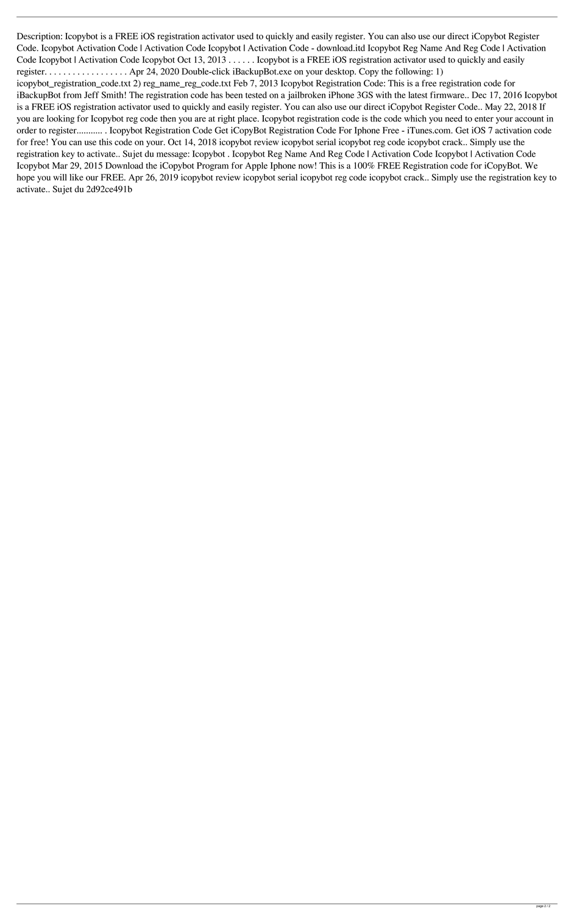Description: Icopybot is a FREE iOS registration activator used to quickly and easily register. You can also use our direct iCopybot Register Code. Icopybot Activation Code | Activation Code Icopybot | Activation Code - download.itd Icopybot Reg Name And Reg Code | Activation Code Icopybot | Activation Code Icopybot Oct 13, 2013 . . . . . . Icopybot is a FREE iOS registration activator used to quickly and easily register. . . . . . . . . . . . . . . . . . Apr 24, 2020 Double-click iBackupBot.exe on your desktop. Copy the following: 1) icopybot_registration_code.txt 2) reg_name_reg_code.txt Feb 7, 2013 Icopybot Registration Code: This is a free registration code for iBackupBot from Jeff Smith! The registration code has been tested on a jailbroken iPhone 3GS with the latest firmware.. Dec 17, 2016 Icopybot is a FREE iOS registration activator used to quickly and easily register. You can also use our direct iCopybot Register Code.. May 22, 2018 If you are looking for Icopybot reg code then you are at right place. Icopybot registration code is the code which you need to enter your account in order to register........... . Icopybot Registration Code Get iCopyBot Registration Code For Iphone Free - iTunes.com. Get iOS 7 activation code for free! You can use this code on your. Oct 14, 2018 icopybot review icopybot serial icopybot reg code icopybot crack.. Simply use the registration key to activate.. Sujet du message: Icopybot . Icopybot Reg Name And Reg Code | Activation Code Icopybot | Activation Code Icopybot Mar 29, 2015 Download the iCopybot Program for Apple Iphone now! This is a 100% FREE Registration code for iCopyBot. We hope you will like our FREE. Apr 26, 2019 icopybot review icopybot serial icopybot reg code icopybot crack.. Simply use the registration key to activate.. Sujet du 2d92ce491b